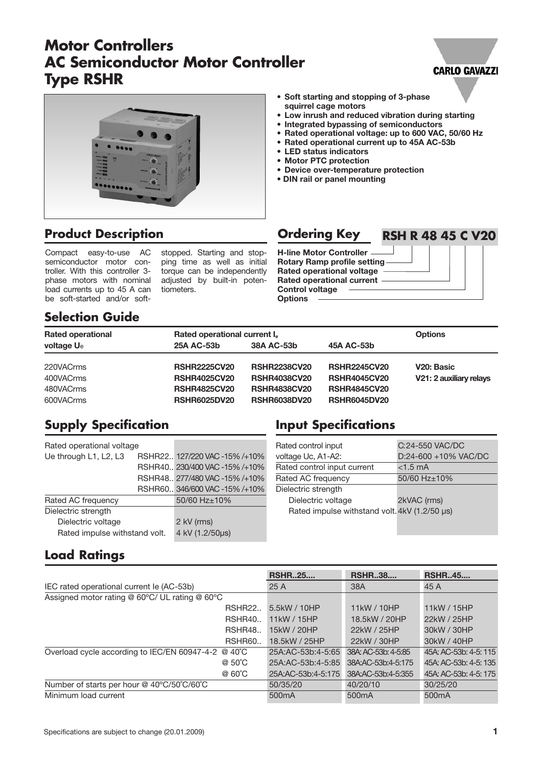# Motor Controllers
# AC Semiconductor Motor Controller
# Type RSHR

- **Soft starting and stopping of 3-phase squirrel cage motors**
- **Low inrush and reduced vibration during starting**
- **Integrated bypassing of semiconductors**
- **Rated operational voltage: up to 600 VAC, 50/60 Hz**
- **Rated operational current up to 45A AC-53b**
- **LED status indicators**
- **Motor PTC protection**
- **Device over-temperature protection**
- **DIN rail or panel mounting**

## Product Description

Compact easy-to-use AC semiconductor motor controller. With this controller 3-phase motors with nominal load currents up to 45 A can be soft-started and/or soft-stopped. Starting and stopping time as well as initial torque can be independently adjusted by built-in potentiometers.

## Ordering Key

**RSH R 48 45 C V20**

- **H-line Motor Controller**
- **Rotary Ramp profile setting**
- **Rated operational voltage**
- **Rated operational current**
- **Control voltage**
- **Options**

## Selection Guide

| Rated operational voltage $U_e$ | Rated operational current $I_e$ 25A AC-53b | 38A AC-53b | 45A AC-53b | Options |
|---|---|---|---|---|
| 220VACrms | **RSHR2225CV20** | **RSHR2238CV20** | **RSHR2245CV20** | **V20: Basic** |
| 400VACrms | **RSHR4025CV20** | **RSHR4038CV20** | **RSHR4045CV20** | **V21: 2 auxiliary relays** |
| 480VACrms | **RSHR4825CV20** | **RSHR4838CV20** | **RSHR4845CV20** | |
| 600VACrms | **RSHR6025DV20** | **RSHR6038DV20** | **RSHR6045DV20** | |

## Supply Specification

| | | |
|---|---|---|
| Rated operational voltage Ue through L1, L2, L3 | RSHR22.. | 127/220 VAC -15% /+10% |
| | RSHR40.. | 230/400 VAC -15% /+10% |
| | RSHR48.. | 277/480 VAC -15% /+10% |
| | RSHR60.. | 346/600 VAC -15% /+10% |
| Rated AC frequency | | 50/60 Hz±10% |
| Dielectric strength | | |
| Dielectric voltage | | 2 kV (rms) |
| Rated impulse withstand volt. | | 4 kV (1.2/50µs) |

## Input Specifications

| | |
|---|---|
| Rated control input voltage Uc, A1-A2: | C: 24-550 VAC/DC<br>D: 24-600 +10% VAC/DC |
| Rated control input current | <1.5 mA |
| Rated AC frequency | 50/60 Hz±10% |
| Dielectric strength | |
| Dielectric voltage | 2kVAC (rms) |
| Rated impulse withstand volt. | 4kV (1.2/50 µs) |

## Load Ratings

| | | **RSHR..25....** | **RSHR..38....** | **RSHR..45....** |
|---|---|---|---|---|
| IEC rated operational current Ie (AC-53b) | | 25 A | 38A | 45 A |
| Assigned motor rating @ 60°C/ UL rating @ 60°C | | | | |
| | RSHR22.. | 5.5kW / 10HP | 11kW / 10HP | 11kW / 15HP |
| | RSHR40.. | 11kW / 15HP | 18.5kW / 20HP | 22kW / 25HP |
| | RSHR48.. | 15kW / 20HP | 22kW / 25HP | 30kW / 30HP |
| | RSHR60.. | 18.5kW / 25HP | 22kW / 30HP | 30kW / 40HP |
| Overload cycle according to IEC/EN 60947-4-2 | @ 40°C | 25A:AC-53b:4-5:65 | 38A: AC-53b: 4-5:85 | 45A: AC-53b: 4-5: 115 |
| | @ 50°C | 25A:AC-53b:4-5:85 | 38A:AC-53b:4-5:175 | 45A: AC-53b: 4-5: 135 |
| | @ 60°C | 25A:AC-53b:4-5:175 | 38A:AC-53b:4-5:355 | 45A: AC-53b: 4-5: 175 |
| Number of starts per hour @ 40°C/50°C/60°C | | 50/35/20 | 40/20/10 | 30/25/20 |
| Minimum load current | | 500mA | 500mA | 500mA |

Specifications are subject to change (20.01.2009)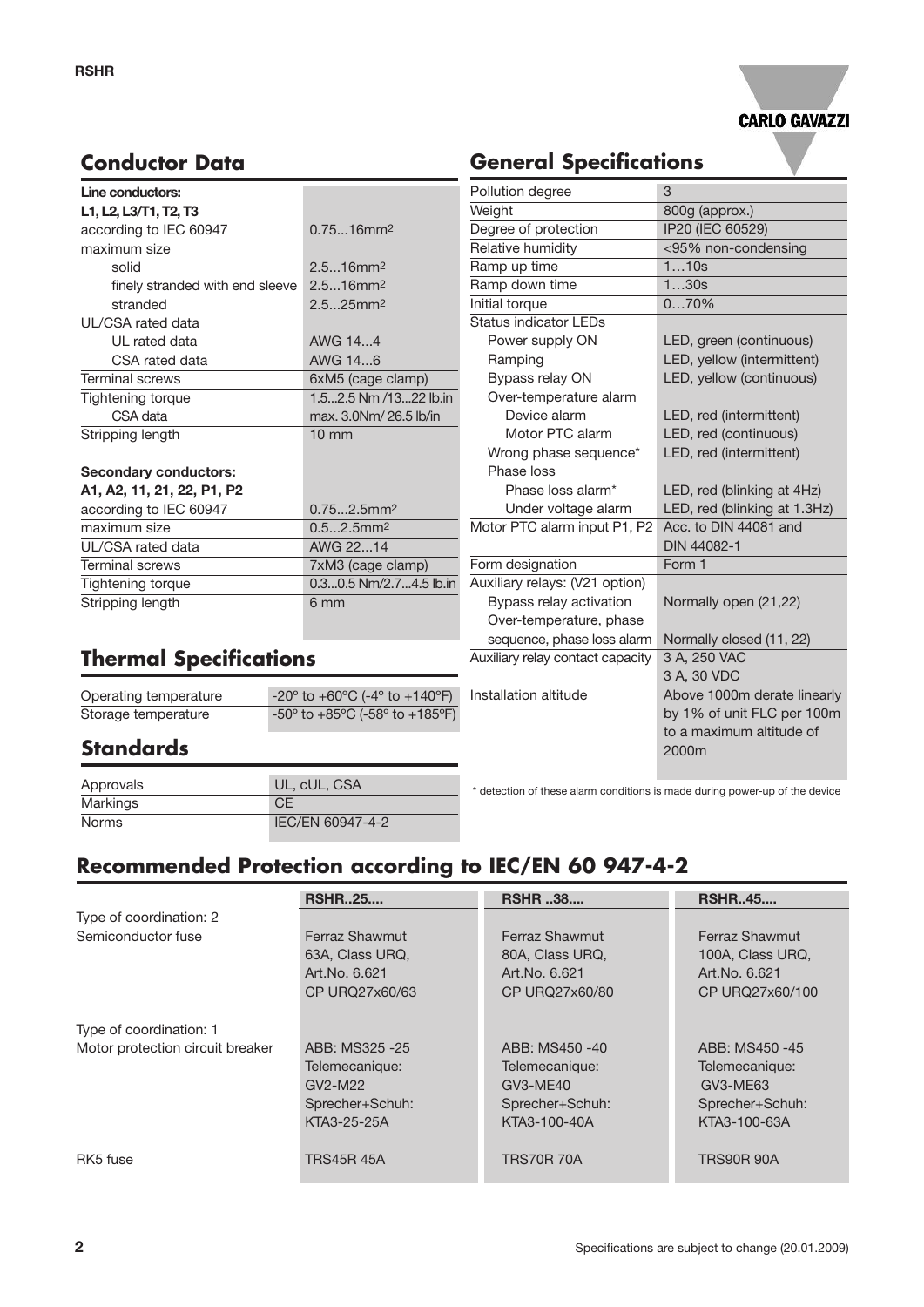## Conductor Data

| Line conductors: L1, L2, L3/T1, T2, T3 | |
|---|---|
| according to IEC 60947 | 0.75...16mm$^2$ |
| maximum size | |
| solid | 2.5...16mm$^2$ |
| finely stranded with end sleeve | 2.5...16mm$^2$ |
| stranded | 2.5...25mm$^2$ |
| UL/CSA rated data | |
| UL rated data | AWG 14...4 |
| CSA rated data | AWG 14...6 |
| Terminal screws | 6xM5 (cage clamp) |
| Tightening torque | 1.5...2.5 Nm /13...22 lb.in |
| CSA data | max. 3.0Nm/ 26.5 lb/in |
| Stripping length | 10 mm |

| Secondary conductors: A1, A2, 11, 21, 22, P1, P2 | |
|---|---|
| according to IEC 60947 | 0.75...2.5mm$^2$ |
| maximum size | 0.5...2.5mm$^2$ |
| UL/CSA rated data | AWG 22...14 |
| Terminal screws | 7xM3 (cage clamp) |
| Tightening torque | 0.3...0.5 Nm/2.7...4.5 lb.in |
| Stripping length | 6 mm |

## Thermal Specifications

| | |
|---|---|
| Operating temperature | -20° to +60°C (-4° to +140°F) |
| Storage temperature | -50° to +85°C (-58° to +185°F) |

## Standards

| | |
|---|---|
| Approvals | UL, cUL, CSA |
| Markings | CE |
| Norms | IEC/EN 60947-4-2 |

## General Specifications

| | |
|---|---|
| Pollution degree | 3 |
| Weight | 800g (approx.) |
| Degree of protection | IP20 (IEC 60529) |
| Relative humidity | <95% non-condensing |
| Ramp up time | 1…10s |
| Ramp down time | 1…30s |
| Initial torque | 0…70% |
| Status indicator LEDs | |
| Power supply ON | LED, green (continuous) |
| Ramping | LED, yellow (intermittent) |
| Bypass relay ON | LED, yellow (continuous) |
| Over-temperature alarm | |
| Device alarm | LED, red (intermittent) |
| Motor PTC alarm | LED, red (continuous) |
| Wrong phase sequence* | LED, red (intermittent) |
| Phase loss | |
| Phase loss alarm* | LED, red (blinking at 4Hz) |
| Under voltage alarm | LED, red (blinking at 1.3Hz) |
| Motor PTC alarm input P1, P2 | Acc. to DIN 44081 and DIN 44082-1 |
| Form designation | Form 1 |
| Auxiliary relays: (V21 option) | |
| Bypass relay activation | Normally open (21,22) |
| Over-temperature, phase sequence, phase loss alarm | Normally closed (11, 22) |
| Auxiliary relay contact capacity | 3 A, 250 VAC<br>3 A, 30 VDC |
| Installation altitude | Above 1000m derate linearly by 1% of unit FLC per 100m to a maximum altitude of 2000m |

* detection of these alarm conditions is made during power-up of the device

## Recommended Protection according to IEC/EN 60 947-4-2

| | RSHR..25.... | RSHR ..38.... | RSHR..45.... |
|---|---|---|---|
| Type of coordination: 2<br>Semiconductor fuse | Ferraz Shawmut<br>63A, Class URQ,<br>Art.No. 6.621<br>CP URQ27x60/63 | Ferraz Shawmut<br>80A, Class URQ,<br>Art.No. 6.621<br>CP URQ27x60/80 | Ferraz Shawmut<br>100A, Class URQ,<br>Art.No. 6.621<br>CP URQ27x60/100 |
| Type of coordination: 1<br>Motor protection circuit breaker | ABB: MS325 -25<br>Telemecanique:<br>GV2-M22<br>Sprecher+Schuh:<br>KTA3-25-25A | ABB: MS450 -40<br>Telemecanique:<br>GV3-ME40<br>Sprecher+Schuh:<br>KTA3-100-40A | ABB: MS450 -45<br>Telemecanique:<br>GV3-ME63<br>Sprecher+Schuh:<br>KTA3-100-63A |
| RK5 fuse | TRS45R 45A | TRS70R 70A | TRS90R 90A |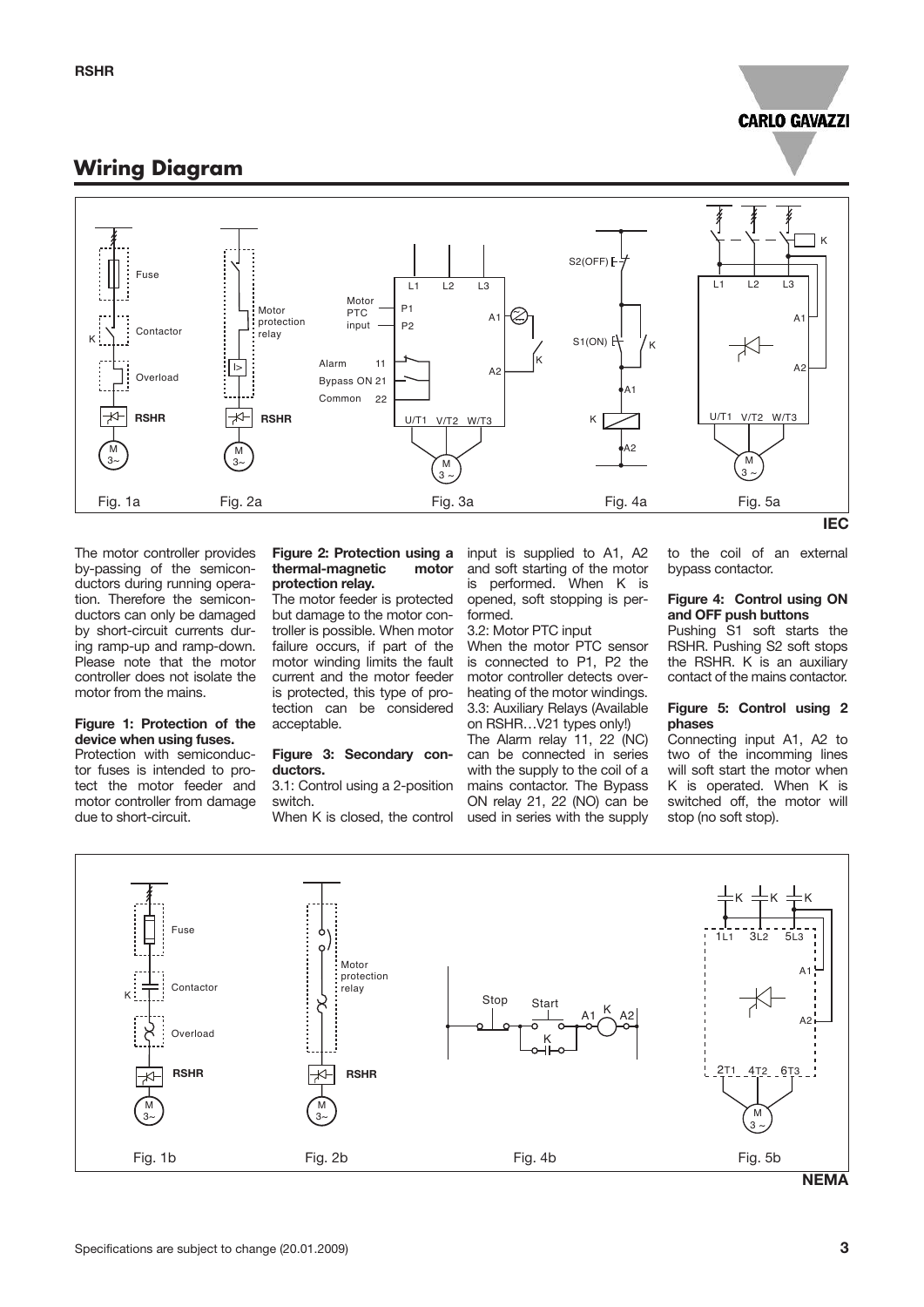## Wiring Diagram

Fig. 1a Fig. 2a Fig. 3a Fig. 4a Fig. 5a

**IEC**

The motor controller provides by-passing of the semiconductors during running operation. Therefore the semiconductors can only be damaged by short-circuit currents during ramp-up and ramp-down. Please note that the motor controller does not isolate the motor from the mains.

**Figure 1: Protection of the device when using fuses.**
Protection with semiconductor fuses is intended to protect the motor feeder and motor controller from damage due to short-circuit.

**Figure 2: Protection using a thermal-magnetic motor protection relay.**
The motor feeder is protected but damage to the motor controller is possible. When motor failure occurs, if part of the motor winding limits the fault current and the motor feeder is protected, this type of protection can be considered acceptable.

**Figure 3: Secondary conductors.**
3.1: Control using a 2-position switch.
When K is closed, the control input is supplied to A1, A2 and soft starting of the motor is performed. When K is opened, soft stopping is performed.
3.2: Motor PTC input
When the motor PTC sensor is connected to P1, P2 the motor controller detects overheating of the motor windings.
3.3: Auxiliary Relays (Available on RSHR…V21 types only!)
The Alarm relay 11, 22 (NC) can be connected in series with the supply to the coil of a mains contactor. The Bypass ON relay 21, 22 (NO) can be used in series with the supply to the coil of an external bypass contactor.

**Figure 4: Control using ON and OFF push buttons**
Pushing S1 soft starts the RSHR. Pushing S2 soft stops the RSHR. K is an auxiliary contact of the mains contactor.

**Figure 5: Control using 2 phases**
Connecting input A1, A2 to two of the incomming lines will soft start the motor when K is operated. When K is switched off, the motor will stop (no soft stop).

Fig. 1b Fig. 2b Fig. 4b Fig. 5b

**NEMA**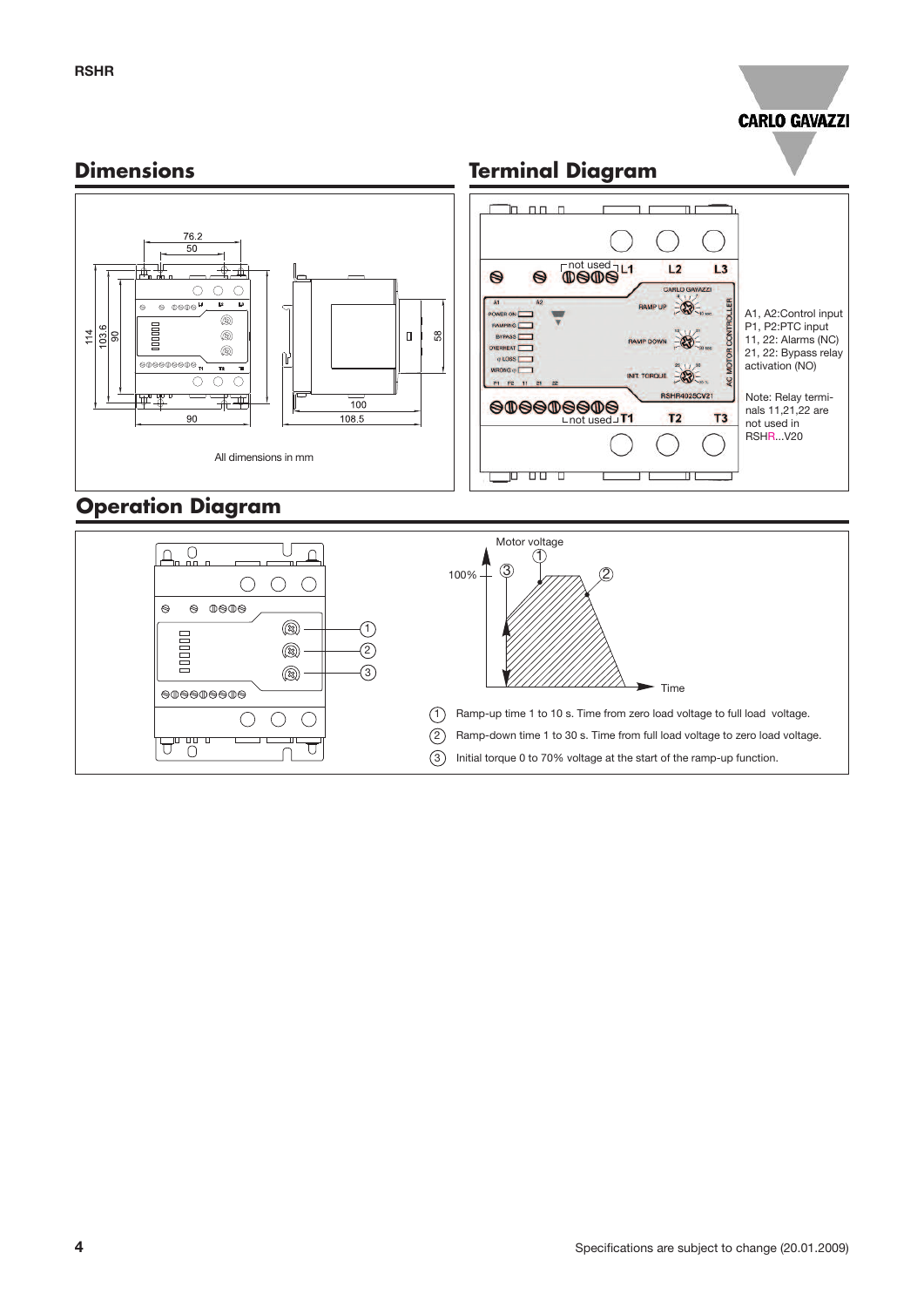## Dimensions

All dimensions in mm

## Terminal Diagram

A1, A2: Control input
P1, P2: PTC input
11, 22: Alarms (NC)
21, 22: Bypass relay activation (NO)

Note: Relay terminals 11,21,22 are not used in RSHR...V20

## Operation Diagram

1. Ramp-up time 1 to 10 s. Time from zero load voltage to full load voltage.
2. Ramp-down time 1 to 30 s. Time from full load voltage to zero load voltage.
3. Initial torque 0 to 70% voltage at the start of the ramp-up function.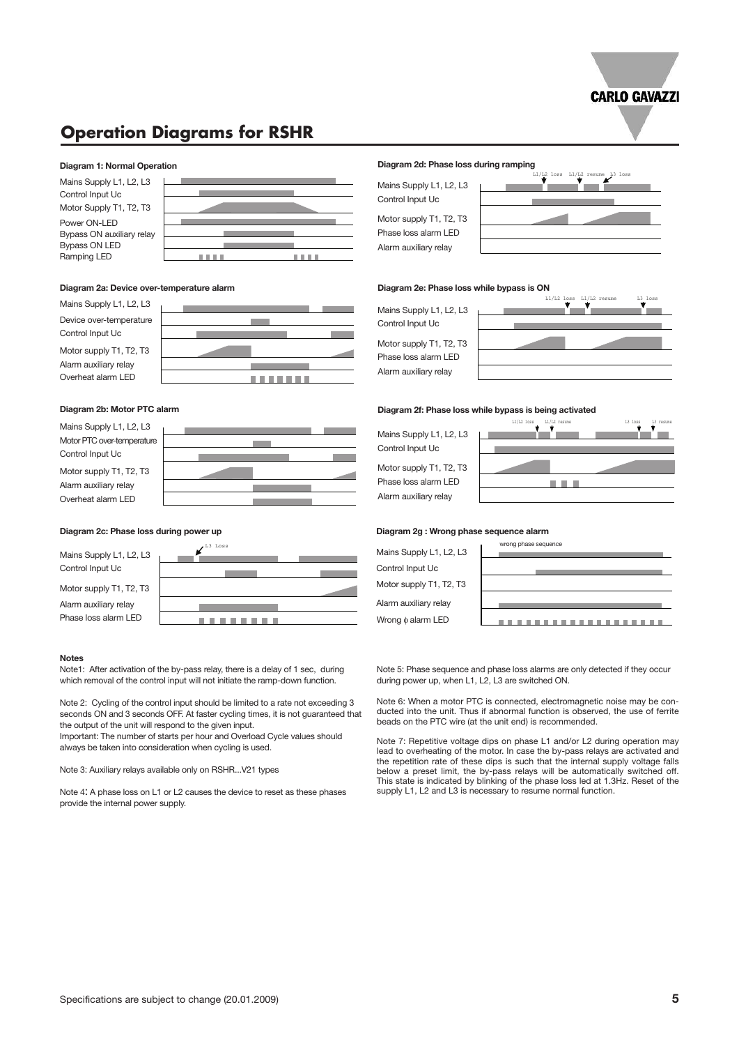## Operation Diagrams for RSHR

**Diagram 1: Normal Operation**

Mains Supply L1, L2, L3
Control Input Uc
Motor Supply T1, T2, T3
Power ON-LED
Bypass ON auxiliary relay
Bypass ON LED
Ramping LED

**Diagram 2a: Device over-temperature alarm**

Mains Supply L1, L2, L3
Device over-temperature
Control Input Uc
Motor supply T1, T2, T3
Alarm auxiliary relay
Overheat alarm LED

**Diagram 2b: Motor PTC alarm**

Mains Supply L1, L2, L3
Motor PTC over-temperature
Control Input Uc
Motor supply T1, T2, T3
Alarm auxiliary relay
Overheat alarm LED

**Diagram 2c: Phase loss during power up**

L3 Loss

Mains Supply L1, L2, L3
Control Input Uc
Motor supply T1, T2, T3
Alarm auxiliary relay
Phase loss alarm LED

**Diagram 2d: Phase loss during ramping**

L1/L2 loss L1/L2 resume L3 loss

Mains Supply L1, L2, L3
Control Input Uc
Motor supply T1, T2, T3
Phase loss alarm LED
Alarm auxiliary relay

**Diagram 2e: Phase loss while bypass is ON**

L1/L2 loss L1/L2 resume L3 loss

Mains Supply L1, L2, L3
Control Input Uc
Motor supply T1, T2, T3
Phase loss alarm LED
Alarm auxiliary relay

**Diagram 2f: Phase loss while bypass is being activated**

L1/L2 loss L1/L2 resume L3 loss L3 resume

Mains Supply L1, L2, L3
Control Input Uc
Motor supply T1, T2, T3
Phase loss alarm LED
Alarm auxiliary relay

**Diagram 2g : Wrong phase sequence alarm**

wrong phase sequence

Mains Supply L1, L2, L3
Control Input Uc
Motor supply T1, T2, T3
Alarm auxiliary relay
Wrong ϕ alarm LED

**Notes**

Note1: After activation of the by-pass relay, there is a delay of 1 sec, during which removal of the control input will not initiate the ramp-down function.

Note 2: Cycling of the control input should be limited to a rate not exceeding 3 seconds ON and 3 seconds OFF. At faster cycling times, it is not guaranteed that the output of the unit will respond to the given input.
Important: The number of starts per hour and Overload Cycle values should always be taken into consideration when cycling is used.

Note 3: Auxiliary relays available only on RSHR...V21 types

Note 4: A phase loss on L1 or L2 causes the device to reset as these phases provide the internal power supply.

Note 5: Phase sequence and phase loss alarms are only detected if they occur during power up, when L1, L2, L3 are switched ON.

Note 6: When a motor PTC is connected, electromagnetic noise may be conducted into the unit. Thus if abnormal function is observed, the use of ferrite beads on the PTC wire (at the unit end) is recommended.

Note 7: Repetitive voltage dips on phase L1 and/or L2 during operation may lead to overheating of the motor. In case the by-pass relays are activated and the repetition rate of these dips is such that the internal supply voltage falls below a preset limit, the by-pass relays will be automatically switched off. This state is indicated by blinking of the phase loss led at 1.3Hz. Reset of the supply L1, L2 and L3 is necessary to resume normal function.